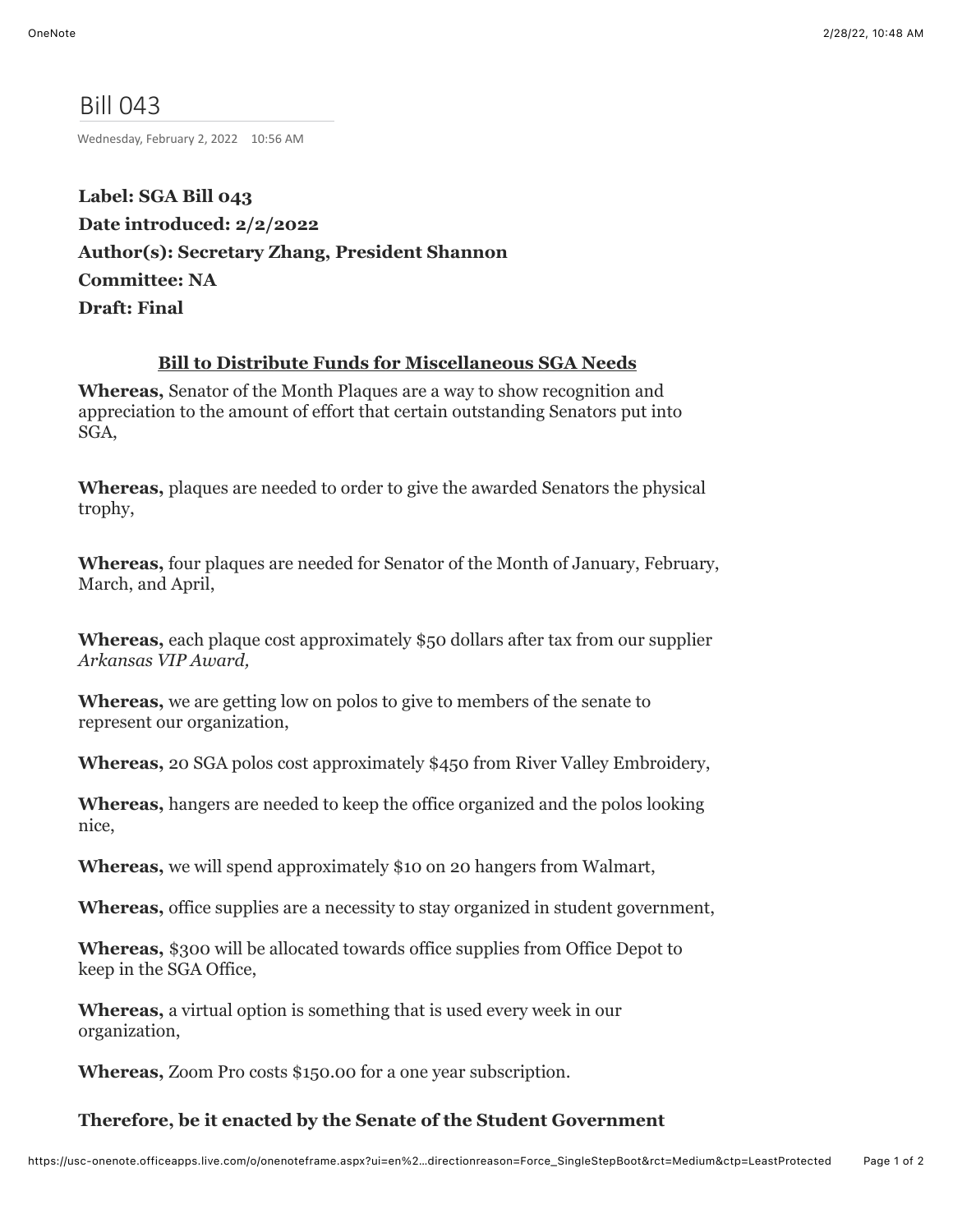# Bill 043

Wednesday, February 2, 2022 10:56 AM

**Label: SGA Bill 043**
**Date introduced: 2/2/2022**
**Author(s): Secretary Zhang, President Shannon**
**Committee: NA**
**Draft: Final**

## Bill to Distribute Funds for Miscellaneous SGA Needs

**Whereas,** Senator of the Month Plaques are a way to show recognition and appreciation to the amount of effort that certain outstanding Senators put into SGA,

**Whereas,** plaques are needed to order to give the awarded Senators the physical trophy,

**Whereas,** four plaques are needed for Senator of the Month of January, February, March, and April,

**Whereas,** each plaque cost approximately $50 dollars after tax from our supplier *Arkansas VIP Award,*

**Whereas,** we are getting low on polos to give to members of the senate to represent our organization,

**Whereas,** 20 SGA polos cost approximately $450 from River Valley Embroidery,

**Whereas,** hangers are needed to keep the office organized and the polos looking nice,

**Whereas,** we will spend approximately $10 on 20 hangers from Walmart,

**Whereas,** office supplies are a necessity to stay organized in student government,

**Whereas,** $300 will be allocated towards office supplies from Office Depot to keep in the SGA Office,

**Whereas,** a virtual option is something that is used every week in our organization,

**Whereas,** Zoom Pro costs $150.00 for a one year subscription.

**Therefore, be it enacted by the Senate of the Student Government**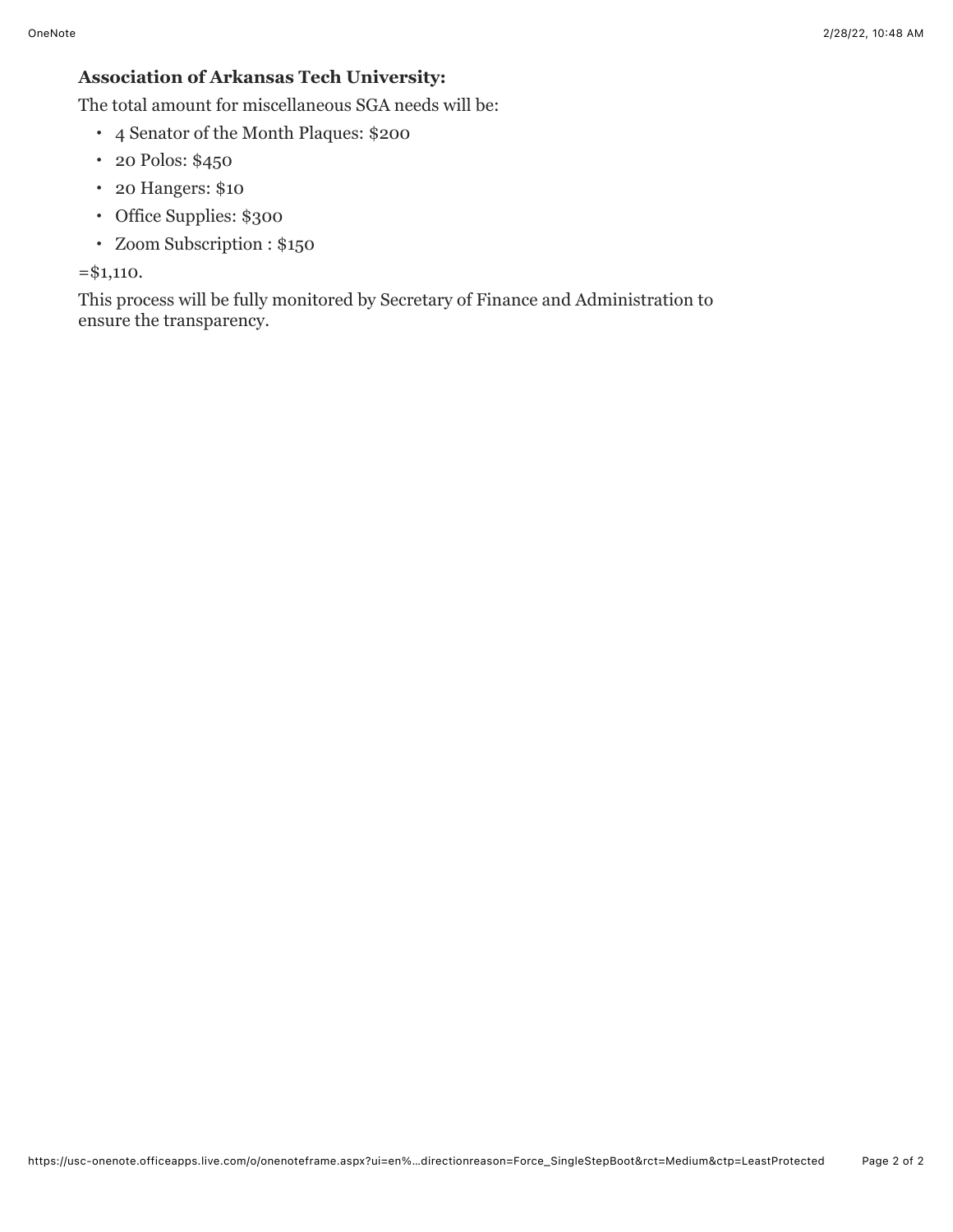**Association of Arkansas Tech University:**

The total amount for miscellaneous SGA needs will be:

- 4 Senator of the Month Plaques: $200
- 20 Polos: $450
- 20 Hangers: $10
- Office Supplies: $300
- Zoom Subscription : $150

=$1,110.

This process will be fully monitored by Secretary of Finance and Administration to ensure the transparency.